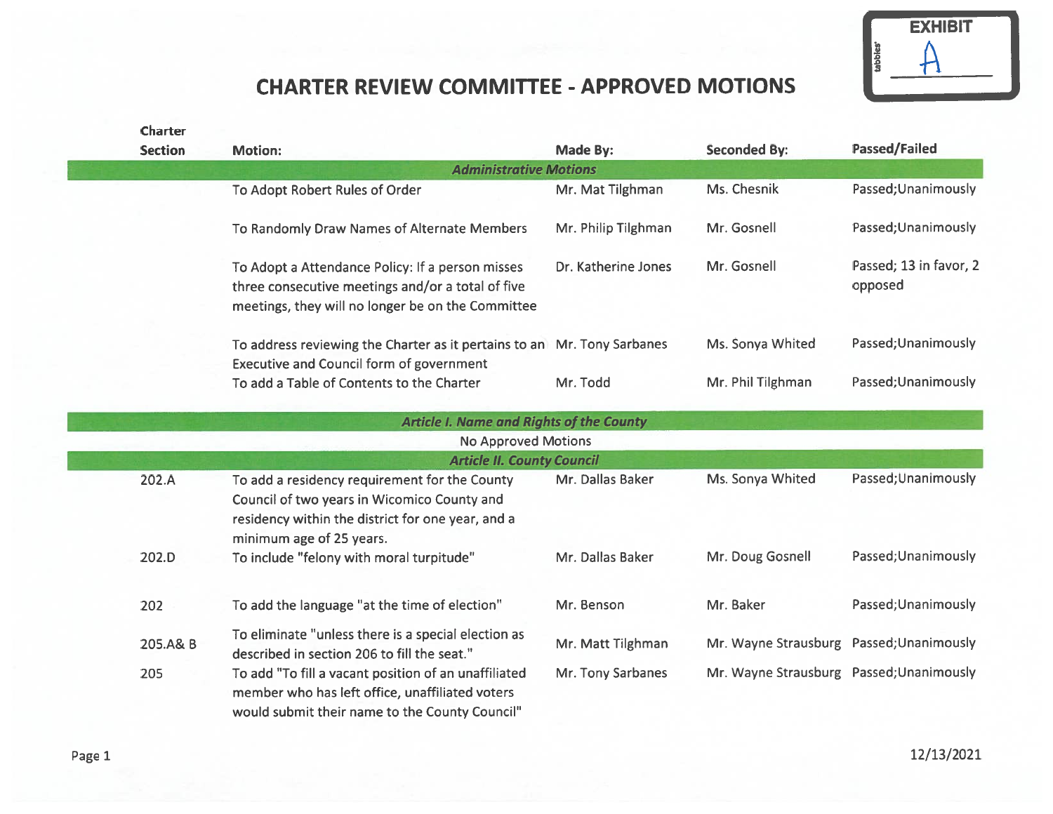EXHIBIT A

# CHARTER REVIEW COMMITTEE - APPROVED MOTIONS

| Charter Section | Motion: | Made By: | Seconded By: | Passed/Failed |
|---|---|---|---|---|
| | ***Administrative Motions*** | | | |
| | To Adopt Robert Rules of Order | Mr. Mat Tilghman | Ms. Chesnik | Passed;Unanimously |
| | To Randomly Draw Names of Alternate Members | Mr. Philip Tilghman | Mr. Gosnell | Passed;Unanimously |
| | To Adopt a Attendance Policy: If a person misses three consecutive meetings and/or a total of five meetings, they will no longer be on the Committee | Dr. Katherine Jones | Mr. Gosnell | Passed; 13 in favor, 2 opposed |
| | To address reviewing the Charter as it pertains to an Executive and Council form of government | Mr. Tony Sarbanes | Ms. Sonya Whited | Passed;Unanimously |
| | To add a Table of Contents to the Charter | Mr. Todd | Mr. Phil Tilghman | Passed;Unanimously |
| | ***Article I. Name and Rights of the County*** | | | |
| | No Approved Motions | | | |
| | ***Article II. County Council*** | | | |
| 202.A | To add a residency requirement for the County Council of two years in Wicomico County and residency within the district for one year, and a minimum age of 25 years. | Mr. Dallas Baker | Ms. Sonya Whited | Passed;Unanimously |
| 202.D | To include "felony with moral turpitude" | Mr. Dallas Baker | Mr. Doug Gosnell | Passed;Unanimously |
| 202 | To add the language "at the time of election" | Mr. Benson | Mr. Baker | Passed;Unanimously |
| 205.A& B | To eliminate "unless there is a special election as described in section 206 to fill the seat." | Mr. Matt Tilghman | Mr. Wayne Strausburg | Passed;Unanimously |
| 205 | To add "To fill a vacant position of an unaffiliated member who has left office, unaffiliated voters would submit their name to the County Council" | Mr. Tony Sarbanes | Mr. Wayne Strausburg | Passed;Unanimously |

12/13/2021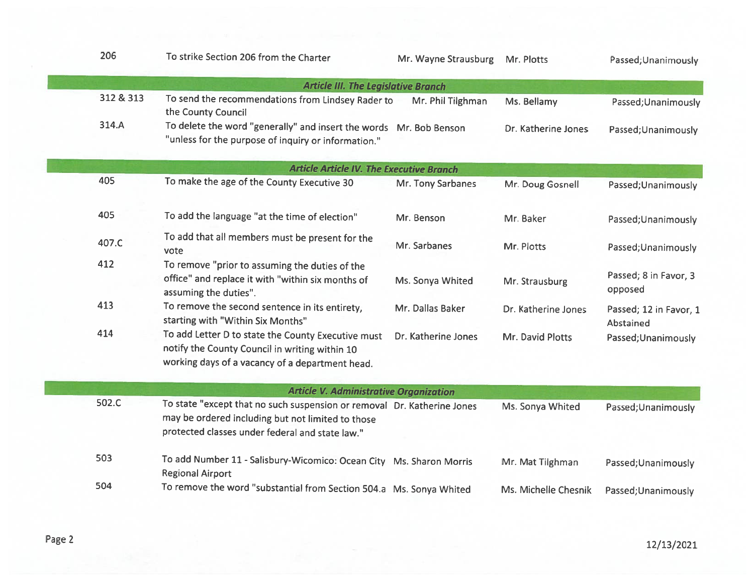| | | | | |
|---|---|---|---|---|
| 206 | To strike Section 206 from the Charter | Mr. Wayne Strausburg | Mr. Plotts | Passed;Unanimously |
| | ***Article III. The Legislative Branch*** | | | |
| 312 & 313 | To send the recommendations from Lindsey Rader to the County Council | Mr. Phil Tilghman | Ms. Bellamy | Passed;Unanimously |
| 314.A | To delete the word "generally" and insert the words "unless for the purpose of inquiry or information." | Mr. Bob Benson | Dr. Katherine Jones | Passed;Unanimously |
| | ***Article Article IV. The Executive Branch*** | | | |
| 405 | To make the age of the County Executive 30 | Mr. Tony Sarbanes | Mr. Doug Gosnell | Passed;Unanimously |
| 405 | To add the language "at the time of election" | Mr. Benson | Mr. Baker | Passed;Unanimously |
| 407.C | To add that all members must be present for the vote | Mr. Sarbanes | Mr. Plotts | Passed;Unanimously |
| 412 | To remove "prior to assuming the duties of the office" and replace it with "within six months of assuming the duties". | Ms. Sonya Whited | Mr. Strausburg | Passed; 8 in Favor, 3 opposed |
| 413 | To remove the second sentence in its entirety, starting with "Within Six Months" | Mr. Dallas Baker | Dr. Katherine Jones | Passed; 12 in Favor, 1 Abstained |
| 414 | To add Letter D to state the County Executive must notify the County Council in writing within 10 working days of a vacancy of a department head. | Dr. Katherine Jones | Mr. David Plotts | Passed;Unanimously |
| | ***Article V. Administrative Organization*** | | | |
| 502.C | To state "except that no such suspension or removal may be ordered including but not limited to those protected classes under federal and state law." | Dr. Katherine Jones | Ms. Sonya Whited | Passed;Unanimously |
| 503 | To add Number 11 - Salisbury-Wicomico: Ocean City Regional Airport | Ms. Sharon Morris | Mr. Mat Tilghman | Passed;Unanimously |
| 504 | To remove the word "substantial from Section 504.a | Ms. Sonya Whited | Ms. Michelle Chesnik | Passed;Unanimously |

12/13/2021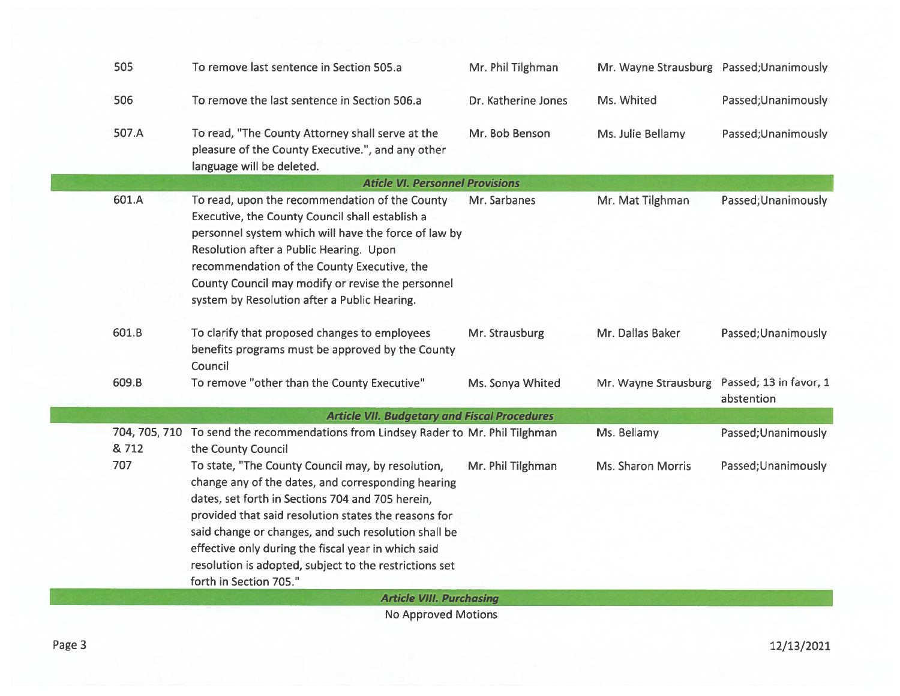| | | | | |
|---|---|---|---|---|
| 505 | To remove last sentence in Section 505.a | Mr. Phil Tilghman | Mr. Wayne Strausburg | Passed;Unanimously |
| 506 | To remove the last sentence in Section 506.a | Dr. Katherine Jones | Ms. Whited | Passed;Unanimously |
| 507.A | To read, "The County Attorney shall serve at the pleasure of the County Executive.", and any other language will be deleted. | Mr. Bob Benson | Ms. Julie Bellamy | Passed;Unanimously |
| | ***Aticle VI. Personnel Provisions*** | | | |
| 601.A | To read, upon the recommendation of the County Executive, the County Council shall establish a personnel system which will have the force of law by Resolution after a Public Hearing. Upon recommendation of the County Executive, the County Council may modify or revise the personnel system by Resolution after a Public Hearing. | Mr. Sarbanes | Mr. Mat Tilghman | Passed;Unanimously |
| 601.B | To clarify that proposed changes to employees benefits programs must be approved by the County Council | Mr. Strausburg | Mr. Dallas Baker | Passed;Unanimously |
| 609.B | To remove "other than the County Executive" | Ms. Sonya Whited | Mr. Wayne Strausburg | Passed; 13 in favor, 1 abstention |
| | ***Article VII. Budgetary and Fiscal Procedures*** | | | |
| 704, 705, 710 & 712 | To send the recommendations from Lindsey Rader to the County Council | Mr. Phil Tilghman | Ms. Bellamy | Passed;Unanimously |
| 707 | To state, "The County Council may, by resolution, change any of the dates, and corresponding hearing dates, set forth in Sections 704 and 705 herein, provided that said resolution states the reasons for said change or changes, and such resolution shall be effective only during the fiscal year in which said resolution is adopted, subject to the restrictions set forth in Section 705." | Mr. Phil Tilghman | Ms. Sharon Morris | Passed;Unanimously |
| | ***Article VIII. Purchasing*** | | | |
| | No Approved Motions | | | |

12/13/2021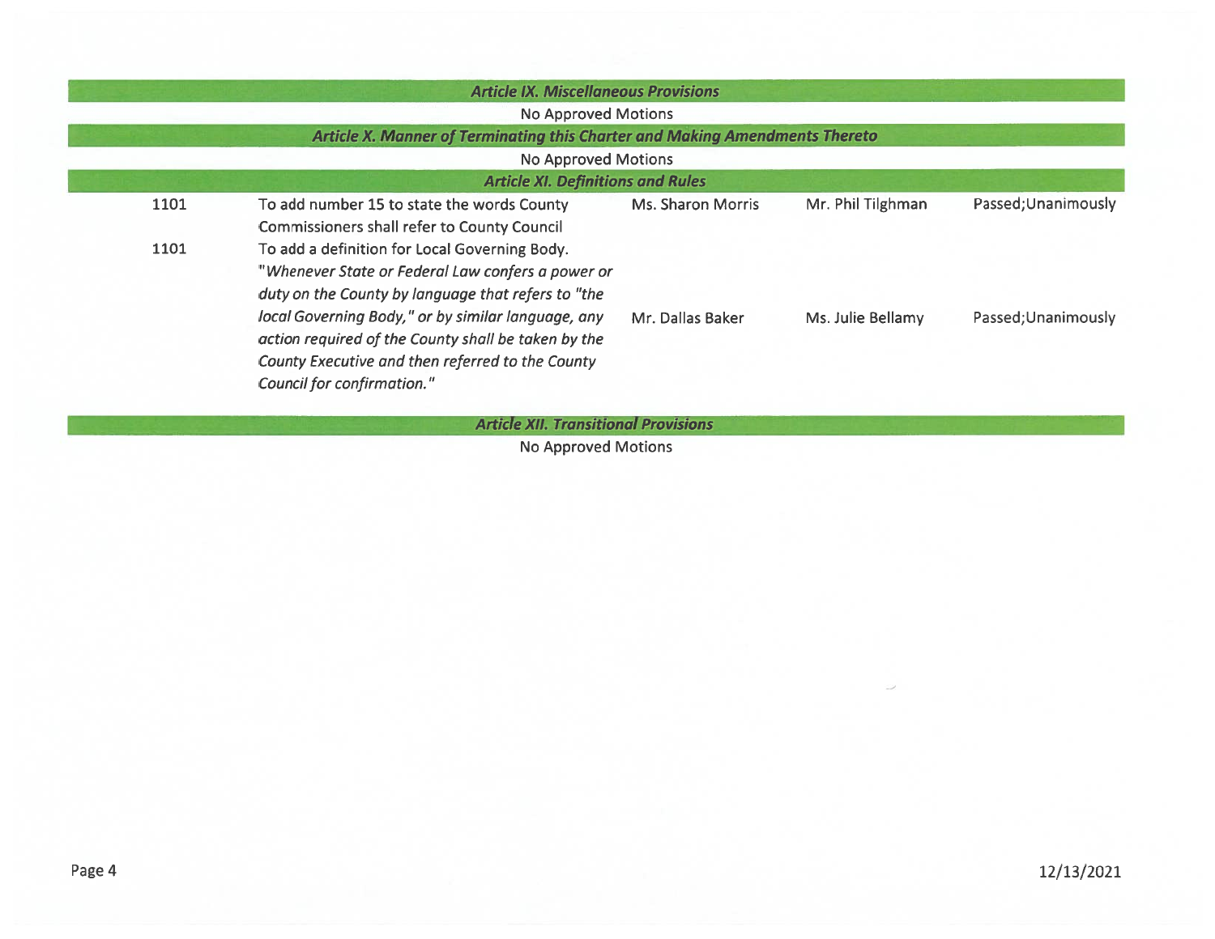| | | | | |
|---|---|---|---|---|
| ***Article IX. Miscellaneous Provisions*** | | | | |
| No Approved Motions | | | | |
| ***Article X. Manner of Terminating this Charter and Making Amendments Thereto*** | | | | |
| No Approved Motions | | | | |
| ***Article XI. Definitions and Rules*** | | | | |
| 1101 | To add number 15 to state the words County Commissioners shall refer to County Council | Ms. Sharon Morris | Mr. Phil Tilghman | Passed;Unanimously |
| 1101 | To add a definition for Local Governing Body. *"Whenever State or Federal Law confers a power or duty on the County by language that refers to "the local Governing Body," or by similar language, any action required of the County shall be taken by the County Executive and then referred to the County Council for confirmation."* | Mr. Dallas Baker | Ms. Julie Bellamy | Passed;Unanimously |
| ***Article XII. Transitional Provisions*** | | | | |
| No Approved Motions | | | | |

12/13/2021